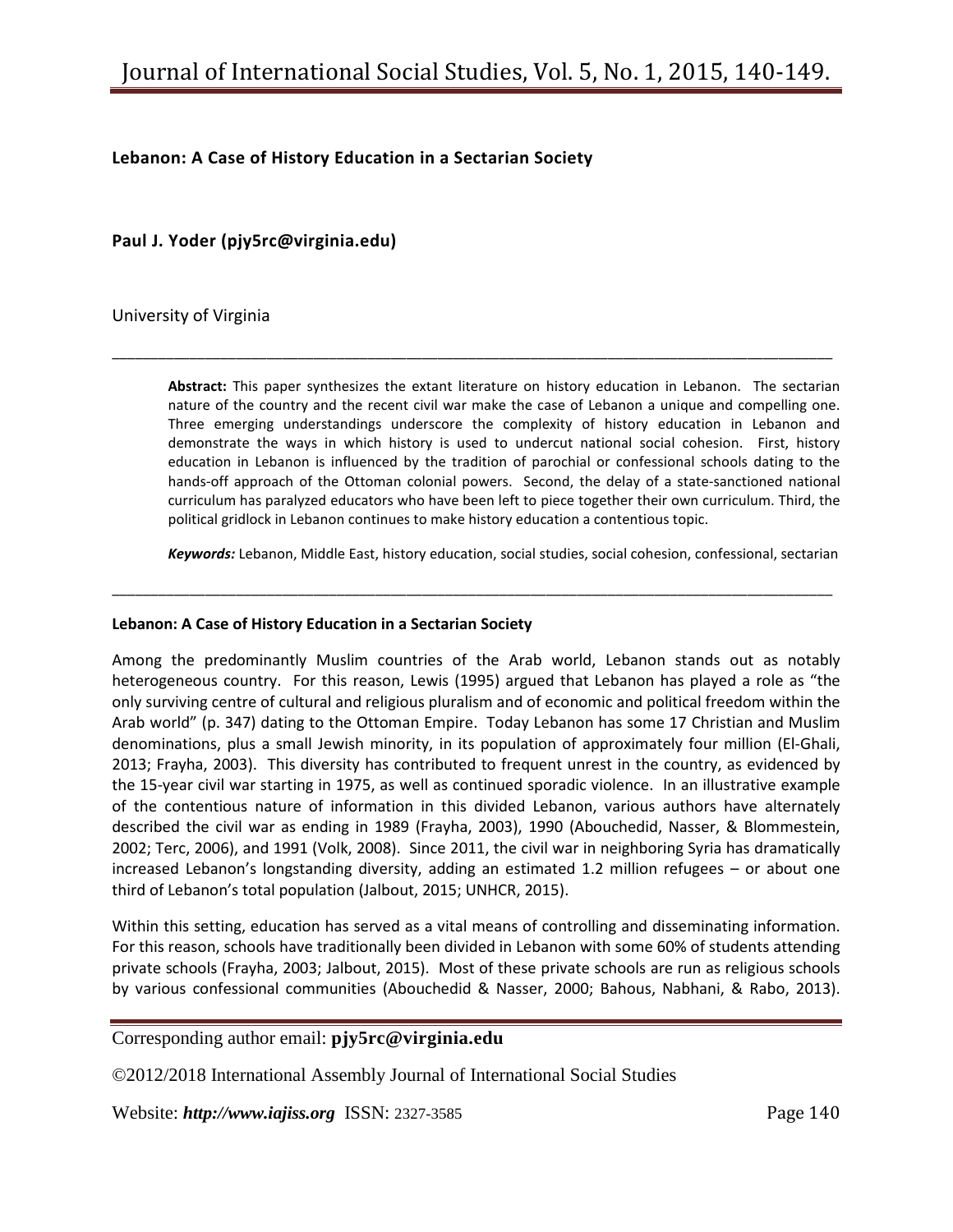# Lebanon: A Case of History Education in a Sectarian Society

**Paul J. Yoder (pjy5rc@virginia.edu)**

University of Virginia

---

> **Abstract:** This paper synthesizes the extant literature on history education in Lebanon. The sectarian nature of the country and the recent civil war make the case of Lebanon a unique and compelling one. Three emerging understandings underscore the complexity of history education in Lebanon and demonstrate the ways in which history is used to undercut national social cohesion. First, history education in Lebanon is influenced by the tradition of parochial or confessional schools dating to the hands-off approach of the Ottoman colonial powers. Second, the delay of a state-sanctioned national curriculum has paralyzed educators who have been left to piece together their own curriculum. Third, the political gridlock in Lebanon continues to make history education a contentious topic.
>
> ***Keywords:*** Lebanon, Middle East, history education, social studies, social cohesion, confessional, sectarian

---

## Lebanon: A Case of History Education in a Sectarian Society

Among the predominantly Muslim countries of the Arab world, Lebanon stands out as notably heterogeneous country. For this reason, Lewis (1995) argued that Lebanon has played a role as "the only surviving centre of cultural and religious pluralism and of economic and political freedom within the Arab world" (p. 347) dating to the Ottoman Empire. Today Lebanon has some 17 Christian and Muslim denominations, plus a small Jewish minority, in its population of approximately four million (El-Ghali, 2013; Frayha, 2003). This diversity has contributed to frequent unrest in the country, as evidenced by the 15-year civil war starting in 1975, as well as continued sporadic violence. In an illustrative example of the contentious nature of information in this divided Lebanon, various authors have alternately described the civil war as ending in 1989 (Frayha, 2003), 1990 (Abouchedid, Nasser, & Blommestein, 2002; Terc, 2006), and 1991 (Volk, 2008). Since 2011, the civil war in neighboring Syria has dramatically increased Lebanon's longstanding diversity, adding an estimated 1.2 million refugees – or about one third of Lebanon's total population (Jalbout, 2015; UNHCR, 2015).

Within this setting, education has served as a vital means of controlling and disseminating information. For this reason, schools have traditionally been divided in Lebanon with some 60% of students attending private schools (Frayha, 2003; Jalbout, 2015). Most of these private schools are run as religious schools by various confessional communities (Abouchedid & Nasser, 2000; Bahous, Nabhani, & Rabo, 2013).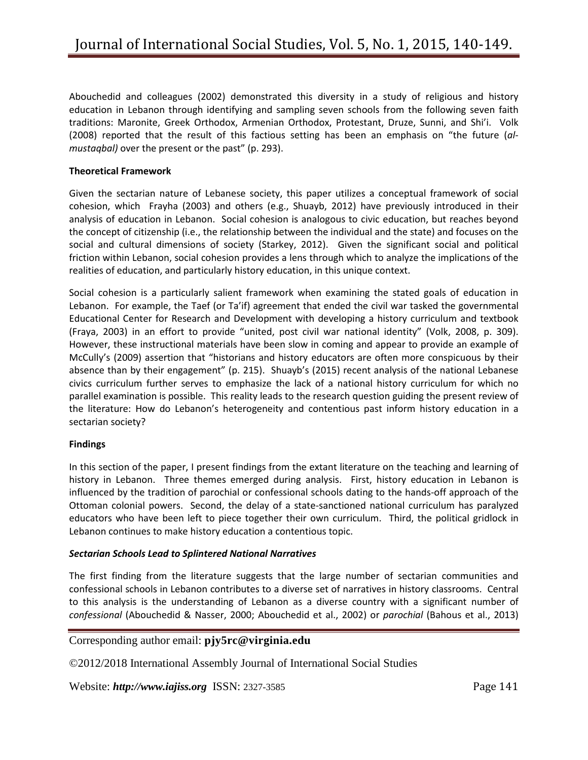Abouchedid and colleagues (2002) demonstrated this diversity in a study of religious and history education in Lebanon through identifying and sampling seven schools from the following seven faith traditions: Maronite, Greek Orthodox, Armenian Orthodox, Protestant, Druze, Sunni, and Shi'i. Volk (2008) reported that the result of this factious setting has been an emphasis on "the future (*al-mustaqbal)* over the present or the past" (p. 293).

**Theoretical Framework**

Given the sectarian nature of Lebanese society, this paper utilizes a conceptual framework of social cohesion, which Frayha (2003) and others (e.g., Shuayb, 2012) have previously introduced in their analysis of education in Lebanon. Social cohesion is analogous to civic education, but reaches beyond the concept of citizenship (i.e., the relationship between the individual and the state) and focuses on the social and cultural dimensions of society (Starkey, 2012). Given the significant social and political friction within Lebanon, social cohesion provides a lens through which to analyze the implications of the realities of education, and particularly history education, in this unique context.

Social cohesion is a particularly salient framework when examining the stated goals of education in Lebanon. For example, the Taef (or Ta'if) agreement that ended the civil war tasked the governmental Educational Center for Research and Development with developing a history curriculum and textbook (Fraya, 2003) in an effort to provide "united, post civil war national identity" (Volk, 2008, p. 309). However, these instructional materials have been slow in coming and appear to provide an example of McCully's (2009) assertion that "historians and history educators are often more conspicuous by their absence than by their engagement" (p. 215). Shuayb's (2015) recent analysis of the national Lebanese civics curriculum further serves to emphasize the lack of a national history curriculum for which no parallel examination is possible. This reality leads to the research question guiding the present review of the literature: How do Lebanon's heterogeneity and contentious past inform history education in a sectarian society?

**Findings**

In this section of the paper, I present findings from the extant literature on the teaching and learning of history in Lebanon. Three themes emerged during analysis. First, history education in Lebanon is influenced by the tradition of parochial or confessional schools dating to the hands-off approach of the Ottoman colonial powers. Second, the delay of a state-sanctioned national curriculum has paralyzed educators who have been left to piece together their own curriculum. Third, the political gridlock in Lebanon continues to make history education a contentious topic.

***Sectarian Schools Lead to Splintered National Narratives***

The first finding from the literature suggests that the large number of sectarian communities and confessional schools in Lebanon contributes to a diverse set of narratives in history classrooms. Central to this analysis is the understanding of Lebanon as a diverse country with a significant number of *confessional* (Abouchedid & Nasser, 2000; Abouchedid et al., 2002) or *parochial* (Bahous et al., 2013)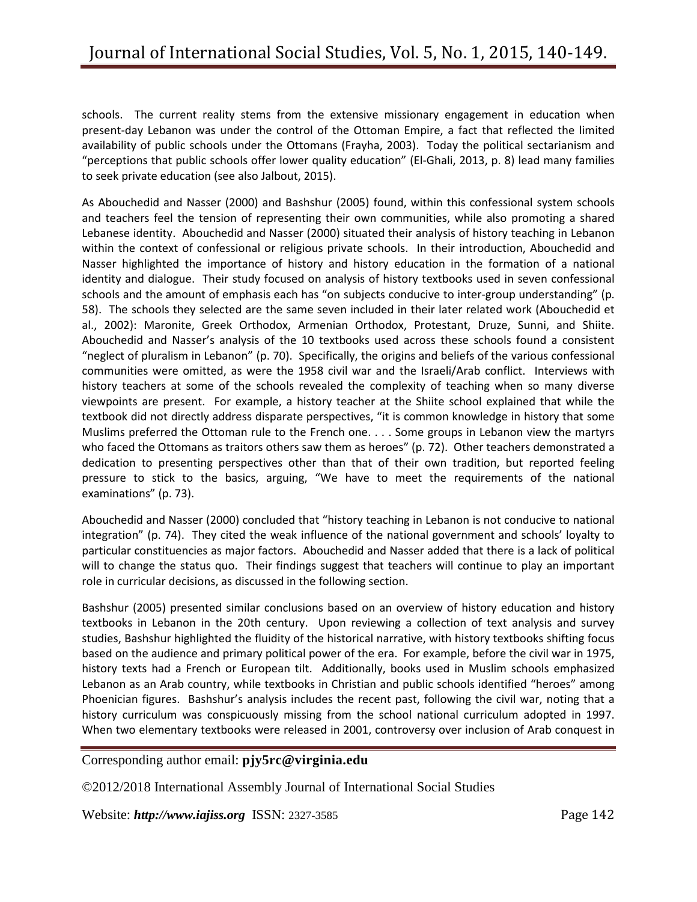schools. The current reality stems from the extensive missionary engagement in education when present-day Lebanon was under the control of the Ottoman Empire, a fact that reflected the limited availability of public schools under the Ottomans (Frayha, 2003). Today the political sectarianism and "perceptions that public schools offer lower quality education" (El-Ghali, 2013, p. 8) lead many families to seek private education (see also Jalbout, 2015).

As Abouchedid and Nasser (2000) and Bashshur (2005) found, within this confessional system schools and teachers feel the tension of representing their own communities, while also promoting a shared Lebanese identity. Abouchedid and Nasser (2000) situated their analysis of history teaching in Lebanon within the context of confessional or religious private schools. In their introduction, Abouchedid and Nasser highlighted the importance of history and history education in the formation of a national identity and dialogue. Their study focused on analysis of history textbooks used in seven confessional schools and the amount of emphasis each has "on subjects conducive to inter-group understanding" (p. 58). The schools they selected are the same seven included in their later related work (Abouchedid et al., 2002): Maronite, Greek Orthodox, Armenian Orthodox, Protestant, Druze, Sunni, and Shiite. Abouchedid and Nasser's analysis of the 10 textbooks used across these schools found a consistent "neglect of pluralism in Lebanon" (p. 70). Specifically, the origins and beliefs of the various confessional communities were omitted, as were the 1958 civil war and the Israeli/Arab conflict. Interviews with history teachers at some of the schools revealed the complexity of teaching when so many diverse viewpoints are present. For example, a history teacher at the Shiite school explained that while the textbook did not directly address disparate perspectives, "it is common knowledge in history that some Muslims preferred the Ottoman rule to the French one. . . . Some groups in Lebanon view the martyrs who faced the Ottomans as traitors others saw them as heroes" (p. 72). Other teachers demonstrated a dedication to presenting perspectives other than that of their own tradition, but reported feeling pressure to stick to the basics, arguing, "We have to meet the requirements of the national examinations" (p. 73).

Abouchedid and Nasser (2000) concluded that "history teaching in Lebanon is not conducive to national integration" (p. 74). They cited the weak influence of the national government and schools' loyalty to particular constituencies as major factors. Abouchedid and Nasser added that there is a lack of political will to change the status quo. Their findings suggest that teachers will continue to play an important role in curricular decisions, as discussed in the following section.

Bashshur (2005) presented similar conclusions based on an overview of history education and history textbooks in Lebanon in the 20th century. Upon reviewing a collection of text analysis and survey studies, Bashshur highlighted the fluidity of the historical narrative, with history textbooks shifting focus based on the audience and primary political power of the era. For example, before the civil war in 1975, history texts had a French or European tilt. Additionally, books used in Muslim schools emphasized Lebanon as an Arab country, while textbooks in Christian and public schools identified "heroes" among Phoenician figures. Bashshur's analysis includes the recent past, following the civil war, noting that a history curriculum was conspicuously missing from the school national curriculum adopted in 1997. When two elementary textbooks were released in 2001, controversy over inclusion of Arab conquest in

Corresponding author email: **pjy5rc@virginia.edu**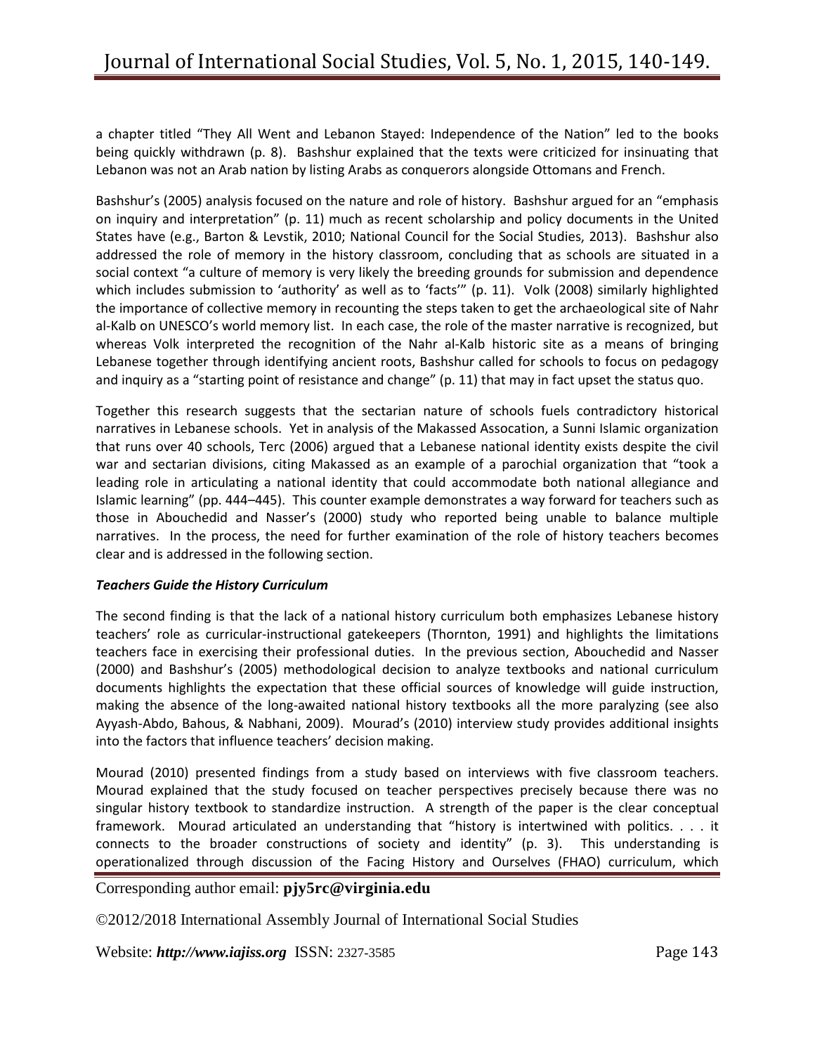a chapter titled "They All Went and Lebanon Stayed: Independence of the Nation" led to the books being quickly withdrawn (p. 8). Bashshur explained that the texts were criticized for insinuating that Lebanon was not an Arab nation by listing Arabs as conquerors alongside Ottomans and French.

Bashshur's (2005) analysis focused on the nature and role of history. Bashshur argued for an "emphasis on inquiry and interpretation" (p. 11) much as recent scholarship and policy documents in the United States have (e.g., Barton & Levstik, 2010; National Council for the Social Studies, 2013). Bashshur also addressed the role of memory in the history classroom, concluding that as schools are situated in a social context "a culture of memory is very likely the breeding grounds for submission and dependence which includes submission to 'authority' as well as to 'facts'" (p. 11). Volk (2008) similarly highlighted the importance of collective memory in recounting the steps taken to get the archaeological site of Nahr al-Kalb on UNESCO's world memory list. In each case, the role of the master narrative is recognized, but whereas Volk interpreted the recognition of the Nahr al-Kalb historic site as a means of bringing Lebanese together through identifying ancient roots, Bashshur called for schools to focus on pedagogy and inquiry as a "starting point of resistance and change" (p. 11) that may in fact upset the status quo.

Together this research suggests that the sectarian nature of schools fuels contradictory historical narratives in Lebanese schools. Yet in analysis of the Makassed Assocation, a Sunni Islamic organization that runs over 40 schools, Terc (2006) argued that a Lebanese national identity exists despite the civil war and sectarian divisions, citing Makassed as an example of a parochial organization that "took a leading role in articulating a national identity that could accommodate both national allegiance and Islamic learning" (pp. 444–445). This counter example demonstrates a way forward for teachers such as those in Abouchedid and Nasser's (2000) study who reported being unable to balance multiple narratives. In the process, the need for further examination of the role of history teachers becomes clear and is addressed in the following section.

### *Teachers Guide the History Curriculum*

The second finding is that the lack of a national history curriculum both emphasizes Lebanese history teachers' role as curricular-instructional gatekeepers (Thornton, 1991) and highlights the limitations teachers face in exercising their professional duties. In the previous section, Abouchedid and Nasser (2000) and Bashshur's (2005) methodological decision to analyze textbooks and national curriculum documents highlights the expectation that these official sources of knowledge will guide instruction, making the absence of the long-awaited national history textbooks all the more paralyzing (see also Ayyash-Abdo, Bahous, & Nabhani, 2009). Mourad's (2010) interview study provides additional insights into the factors that influence teachers' decision making.

Mourad (2010) presented findings from a study based on interviews with five classroom teachers. Mourad explained that the study focused on teacher perspectives precisely because there was no singular history textbook to standardize instruction. A strength of the paper is the clear conceptual framework. Mourad articulated an understanding that "history is intertwined with politics. . . . it connects to the broader constructions of society and identity" (p. 3). This understanding is operationalized through discussion of the Facing History and Ourselves (FHAO) curriculum, which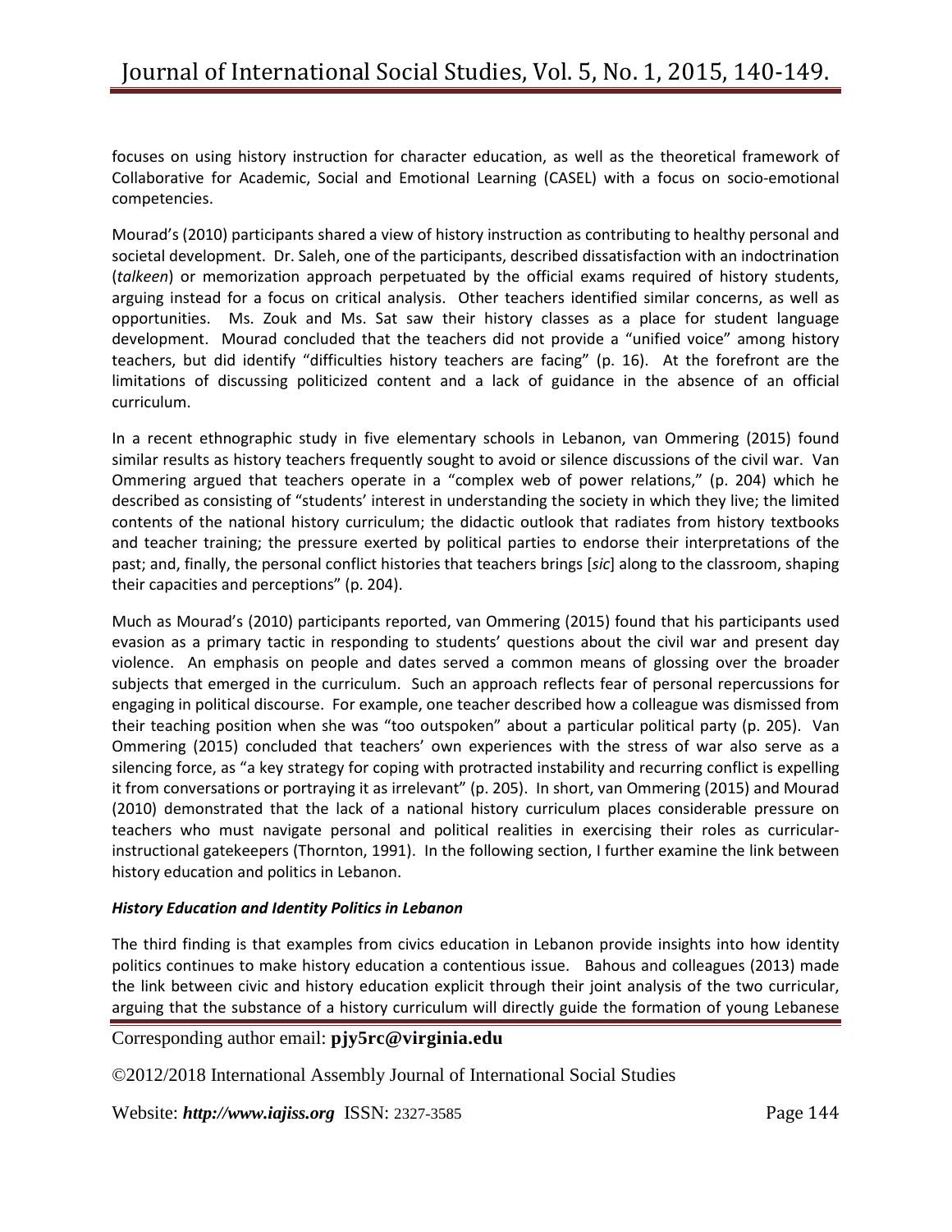focuses on using history instruction for character education, as well as the theoretical framework of Collaborative for Academic, Social and Emotional Learning (CASEL) with a focus on socio-emotional competencies.

Mourad's (2010) participants shared a view of history instruction as contributing to healthy personal and societal development. Dr. Saleh, one of the participants, described dissatisfaction with an indoctrination (*talkeen*) or memorization approach perpetuated by the official exams required of history students, arguing instead for a focus on critical analysis. Other teachers identified similar concerns, as well as opportunities. Ms. Zouk and Ms. Sat saw their history classes as a place for student language development. Mourad concluded that the teachers did not provide a "unified voice" among history teachers, but did identify "difficulties history teachers are facing" (p. 16). At the forefront are the limitations of discussing politicized content and a lack of guidance in the absence of an official curriculum.

In a recent ethnographic study in five elementary schools in Lebanon, van Ommering (2015) found similar results as history teachers frequently sought to avoid or silence discussions of the civil war. Van Ommering argued that teachers operate in a "complex web of power relations," (p. 204) which he described as consisting of "students' interest in understanding the society in which they live; the limited contents of the national history curriculum; the didactic outlook that radiates from history textbooks and teacher training; the pressure exerted by political parties to endorse their interpretations of the past; and, finally, the personal conflict histories that teachers brings [*sic*] along to the classroom, shaping their capacities and perceptions" (p. 204).

Much as Mourad's (2010) participants reported, van Ommering (2015) found that his participants used evasion as a primary tactic in responding to students' questions about the civil war and present day violence. An emphasis on people and dates served a common means of glossing over the broader subjects that emerged in the curriculum. Such an approach reflects fear of personal repercussions for engaging in political discourse. For example, one teacher described how a colleague was dismissed from their teaching position when she was "too outspoken" about a particular political party (p. 205). Van Ommering (2015) concluded that teachers' own experiences with the stress of war also serve as a silencing force, as "a key strategy for coping with protracted instability and recurring conflict is expelling it from conversations or portraying it as irrelevant" (p. 205). In short, van Ommering (2015) and Mourad (2010) demonstrated that the lack of a national history curriculum places considerable pressure on teachers who must navigate personal and political realities in exercising their roles as curricular-instructional gatekeepers (Thornton, 1991). In the following section, I further examine the link between history education and politics in Lebanon.

***History Education and Identity Politics in Lebanon***

The third finding is that examples from civics education in Lebanon provide insights into how identity politics continues to make history education a contentious issue. Bahous and colleagues (2013) made the link between civic and history education explicit through their joint analysis of the two curricular, arguing that the substance of a history curriculum will directly guide the formation of young Lebanese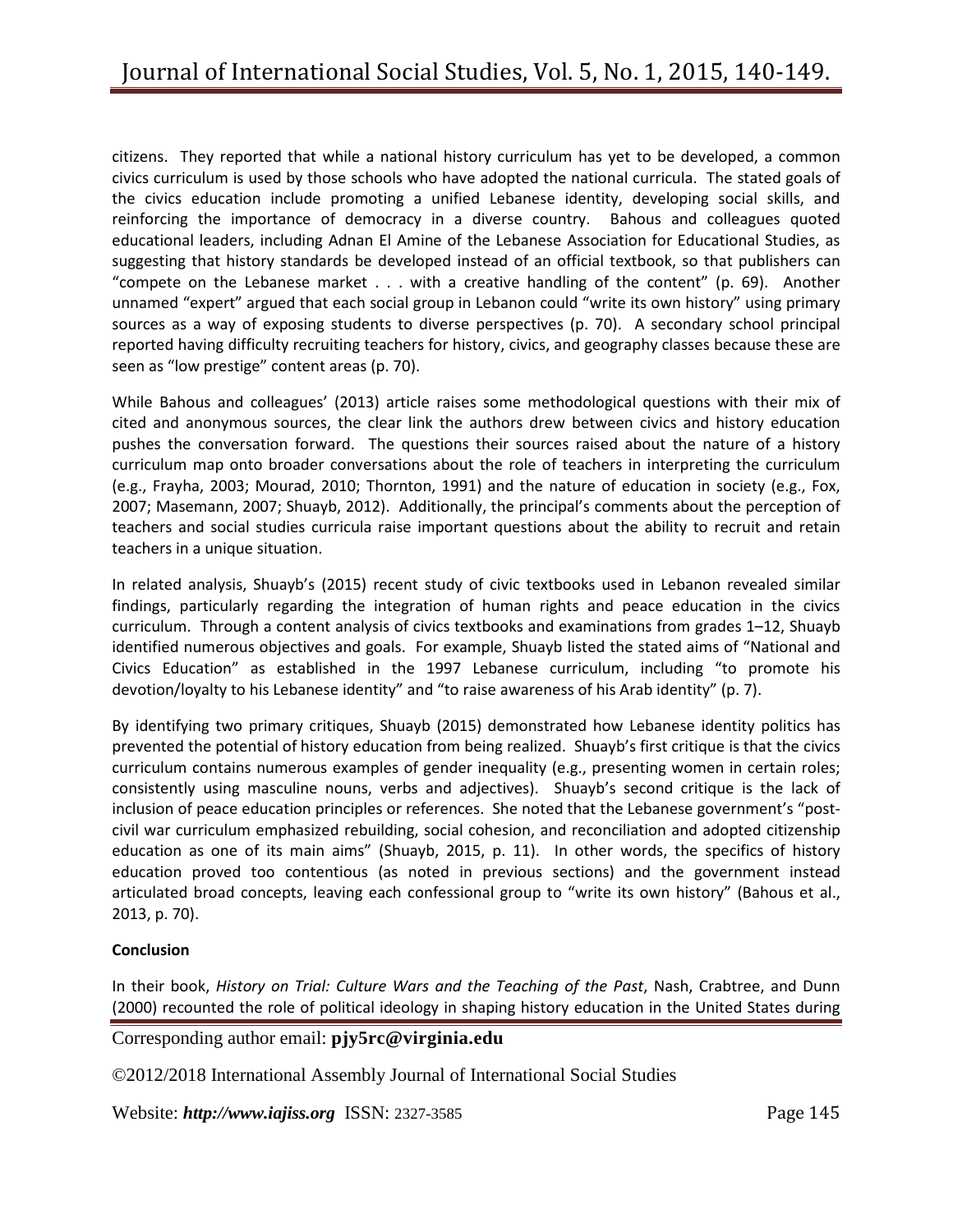citizens. They reported that while a national history curriculum has yet to be developed, a common civics curriculum is used by those schools who have adopted the national curricula. The stated goals of the civics education include promoting a unified Lebanese identity, developing social skills, and reinforcing the importance of democracy in a diverse country. Bahous and colleagues quoted educational leaders, including Adnan El Amine of the Lebanese Association for Educational Studies, as suggesting that history standards be developed instead of an official textbook, so that publishers can "compete on the Lebanese market . . . with a creative handling of the content" (p. 69). Another unnamed "expert" argued that each social group in Lebanon could "write its own history" using primary sources as a way of exposing students to diverse perspectives (p. 70). A secondary school principal reported having difficulty recruiting teachers for history, civics, and geography classes because these are seen as "low prestige" content areas (p. 70).

While Bahous and colleagues' (2013) article raises some methodological questions with their mix of cited and anonymous sources, the clear link the authors drew between civics and history education pushes the conversation forward. The questions their sources raised about the nature of a history curriculum map onto broader conversations about the role of teachers in interpreting the curriculum (e.g., Frayha, 2003; Mourad, 2010; Thornton, 1991) and the nature of education in society (e.g., Fox, 2007; Masemann, 2007; Shuayb, 2012). Additionally, the principal's comments about the perception of teachers and social studies curricula raise important questions about the ability to recruit and retain teachers in a unique situation.

In related analysis, Shuayb's (2015) recent study of civic textbooks used in Lebanon revealed similar findings, particularly regarding the integration of human rights and peace education in the civics curriculum. Through a content analysis of civics textbooks and examinations from grades 1–12, Shuayb identified numerous objectives and goals. For example, Shuayb listed the stated aims of "National and Civics Education" as established in the 1997 Lebanese curriculum, including "to promote his devotion/loyalty to his Lebanese identity" and "to raise awareness of his Arab identity" (p. 7).

By identifying two primary critiques, Shuayb (2015) demonstrated how Lebanese identity politics has prevented the potential of history education from being realized. Shuayb's first critique is that the civics curriculum contains numerous examples of gender inequality (e.g., presenting women in certain roles; consistently using masculine nouns, verbs and adjectives). Shuayb's second critique is the lack of inclusion of peace education principles or references. She noted that the Lebanese government's "post-civil war curriculum emphasized rebuilding, social cohesion, and reconciliation and adopted citizenship education as one of its main aims" (Shuayb, 2015, p. 11). In other words, the specifics of history education proved too contentious (as noted in previous sections) and the government instead articulated broad concepts, leaving each confessional group to "write its own history" (Bahous et al., 2013, p. 70).

## Conclusion

In their book, *History on Trial: Culture Wars and the Teaching of the Past*, Nash, Crabtree, and Dunn (2000) recounted the role of political ideology in shaping history education in the United States during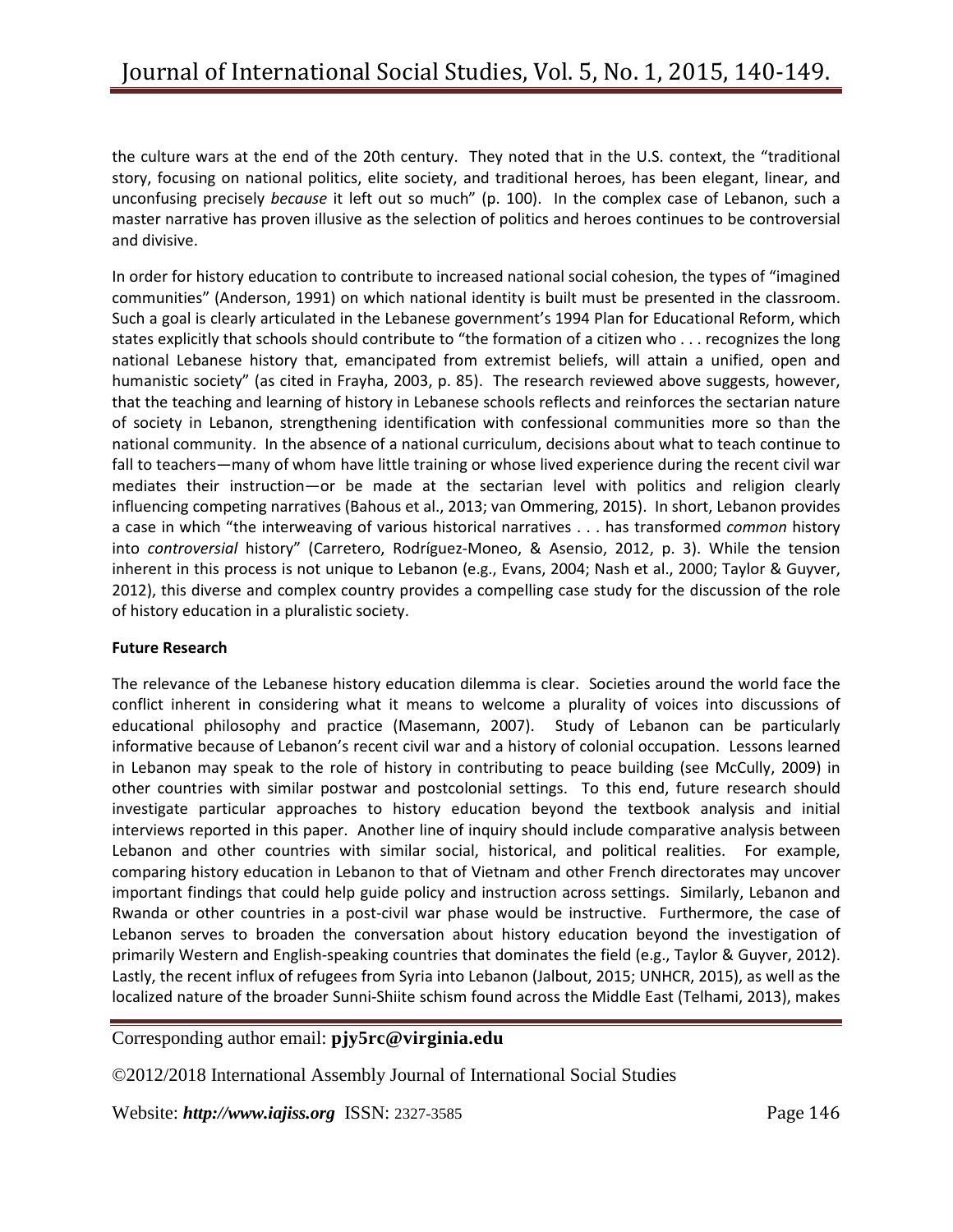the culture wars at the end of the 20th century. They noted that in the U.S. context, the "traditional story, focusing on national politics, elite society, and traditional heroes, has been elegant, linear, and unconfusing precisely *because* it left out so much" (p. 100). In the complex case of Lebanon, such a master narrative has proven illusive as the selection of politics and heroes continues to be controversial and divisive.

In order for history education to contribute to increased national social cohesion, the types of "imagined communities" (Anderson, 1991) on which national identity is built must be presented in the classroom. Such a goal is clearly articulated in the Lebanese government's 1994 Plan for Educational Reform, which states explicitly that schools should contribute to "the formation of a citizen who . . . recognizes the long national Lebanese history that, emancipated from extremist beliefs, will attain a unified, open and humanistic society" (as cited in Frayha, 2003, p. 85). The research reviewed above suggests, however, that the teaching and learning of history in Lebanese schools reflects and reinforces the sectarian nature of society in Lebanon, strengthening identification with confessional communities more so than the national community. In the absence of a national curriculum, decisions about what to teach continue to fall to teachers—many of whom have little training or whose lived experience during the recent civil war mediates their instruction—or be made at the sectarian level with politics and religion clearly influencing competing narratives (Bahous et al., 2013; van Ommering, 2015). In short, Lebanon provides a case in which "the interweaving of various historical narratives . . . has transformed *common* history into *controversial* history" (Carretero, Rodríguez-Moneo, & Asensio, 2012, p. 3). While the tension inherent in this process is not unique to Lebanon (e.g., Evans, 2004; Nash et al., 2000; Taylor & Guyver, 2012), this diverse and complex country provides a compelling case study for the discussion of the role of history education in a pluralistic society.

**Future Research**

The relevance of the Lebanese history education dilemma is clear. Societies around the world face the conflict inherent in considering what it means to welcome a plurality of voices into discussions of educational philosophy and practice (Masemann, 2007). Study of Lebanon can be particularly informative because of Lebanon's recent civil war and a history of colonial occupation. Lessons learned in Lebanon may speak to the role of history in contributing to peace building (see McCully, 2009) in other countries with similar postwar and postcolonial settings. To this end, future research should investigate particular approaches to history education beyond the textbook analysis and initial interviews reported in this paper. Another line of inquiry should include comparative analysis between Lebanon and other countries with similar social, historical, and political realities. For example, comparing history education in Lebanon to that of Vietnam and other French directorates may uncover important findings that could help guide policy and instruction across settings. Similarly, Lebanon and Rwanda or other countries in a post-civil war phase would be instructive. Furthermore, the case of Lebanon serves to broaden the conversation about history education beyond the investigation of primarily Western and English-speaking countries that dominates the field (e.g., Taylor & Guyver, 2012). Lastly, the recent influx of refugees from Syria into Lebanon (Jalbout, 2015; UNHCR, 2015), as well as the localized nature of the broader Sunni-Shiite schism found across the Middle East (Telhami, 2013), makes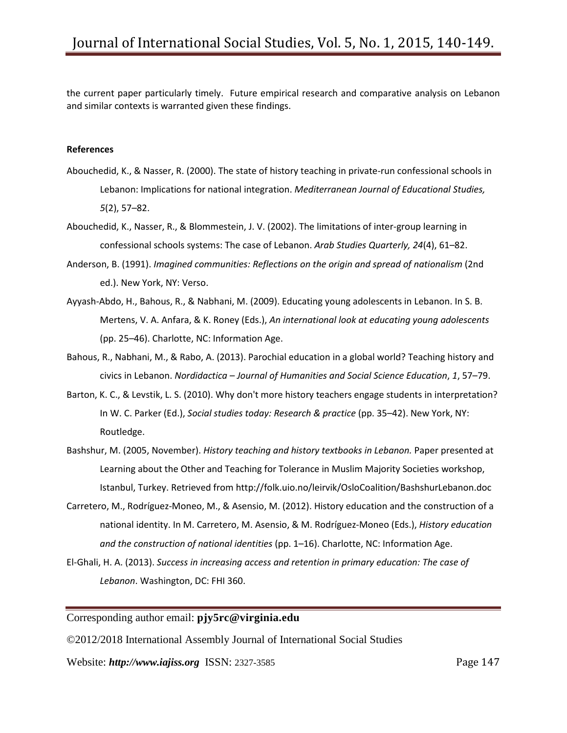the current paper particularly timely. Future empirical research and comparative analysis on Lebanon and similar contexts is warranted given these findings.

**References**

Abouchedid, K., & Nasser, R. (2000). The state of history teaching in private-run confessional schools in Lebanon: Implications for national integration. *Mediterranean Journal of Educational Studies, 5*(2), 57–82.

Abouchedid, K., Nasser, R., & Blommestein, J. V. (2002). The limitations of inter-group learning in confessional schools systems: The case of Lebanon. *Arab Studies Quarterly, 24*(4), 61–82.

Anderson, B. (1991). *Imagined communities: Reflections on the origin and spread of nationalism* (2nd ed.). New York, NY: Verso.

Ayyash-Abdo, H., Bahous, R., & Nabhani, M. (2009). Educating young adolescents in Lebanon. In S. B. Mertens, V. A. Anfara, & K. Roney (Eds.), *An international look at educating young adolescents* (pp. 25–46). Charlotte, NC: Information Age.

Bahous, R., Nabhani, M., & Rabo, A. (2013). Parochial education in a global world? Teaching history and civics in Lebanon. *Nordidactica – Journal of Humanities and Social Science Education*, *1*, 57–79.

Barton, K. C., & Levstik, L. S. (2010). Why don't more history teachers engage students in interpretation? In W. C. Parker (Ed.), *Social studies today: Research & practice* (pp. 35–42). New York, NY: Routledge.

Bashshur, M. (2005, November). *History teaching and history textbooks in Lebanon.* Paper presented at Learning about the Other and Teaching for Tolerance in Muslim Majority Societies workshop, Istanbul, Turkey. Retrieved from http://folk.uio.no/leirvik/OsloCoalition/BashshurLebanon.doc

Carretero, M., Rodríguez-Moneo, M., & Asensio, M. (2012). History education and the construction of a national identity. In M. Carretero, M. Asensio, & M. Rodríguez-Moneo (Eds.), *History education and the construction of national identities* (pp. 1–16). Charlotte, NC: Information Age.

El-Ghali, H. A. (2013). *Success in increasing access and retention in primary education: The case of Lebanon*. Washington, DC: FHI 360.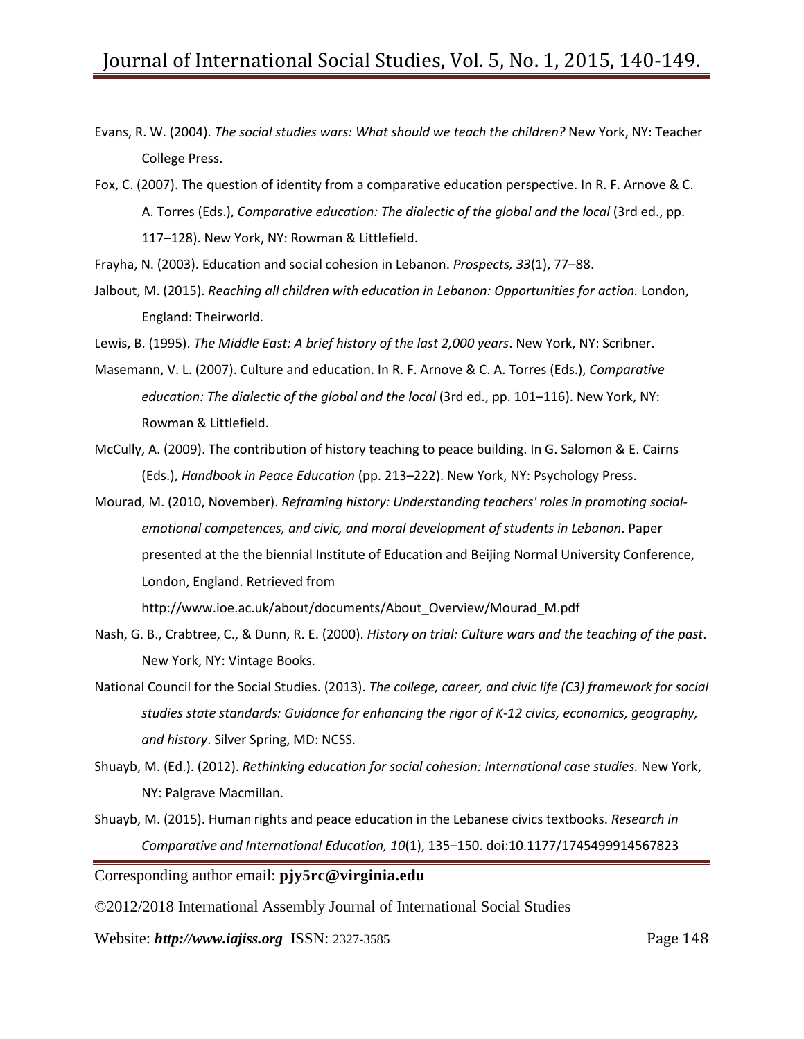Evans, R. W. (2004). *The social studies wars: What should we teach the children?* New York, NY: Teacher College Press.

Fox, C. (2007). The question of identity from a comparative education perspective. In R. F. Arnove & C. A. Torres (Eds.), *Comparative education: The dialectic of the global and the local* (3rd ed., pp. 117–128). New York, NY: Rowman & Littlefield.

Frayha, N. (2003). Education and social cohesion in Lebanon. *Prospects, 33*(1), 77–88.

Jalbout, M. (2015). *Reaching all children with education in Lebanon: Opportunities for action.* London, England: Theirworld.

Lewis, B. (1995). *The Middle East: A brief history of the last 2,000 years*. New York, NY: Scribner.

Masemann, V. L. (2007). Culture and education. In R. F. Arnove & C. A. Torres (Eds.), *Comparative education: The dialectic of the global and the local* (3rd ed., pp. 101–116). New York, NY: Rowman & Littlefield.

McCully, A. (2009). The contribution of history teaching to peace building. In G. Salomon & E. Cairns (Eds.), *Handbook in Peace Education* (pp. 213–222). New York, NY: Psychology Press.

Mourad, M. (2010, November). *Reframing history: Understanding teachers' roles in promoting social-emotional competences, and civic, and moral development of students in Lebanon*. Paper presented at the the biennial Institute of Education and Beijing Normal University Conference, London, England. Retrieved from http://www.ioe.ac.uk/about/documents/About_Overview/Mourad_M.pdf

Nash, G. B., Crabtree, C., & Dunn, R. E. (2000). *History on trial: Culture wars and the teaching of the past*. New York, NY: Vintage Books.

National Council for the Social Studies. (2013). *The college, career, and civic life (C3) framework for social studies state standards: Guidance for enhancing the rigor of K-12 civics, economics, geography, and history*. Silver Spring, MD: NCSS.

Shuayb, M. (Ed.). (2012). *Rethinking education for social cohesion: International case studies.* New York, NY: Palgrave Macmillan.

Shuayb, M. (2015). Human rights and peace education in the Lebanese civics textbooks. *Research in Comparative and International Education, 10*(1), 135–150. doi:10.1177/1745499914567823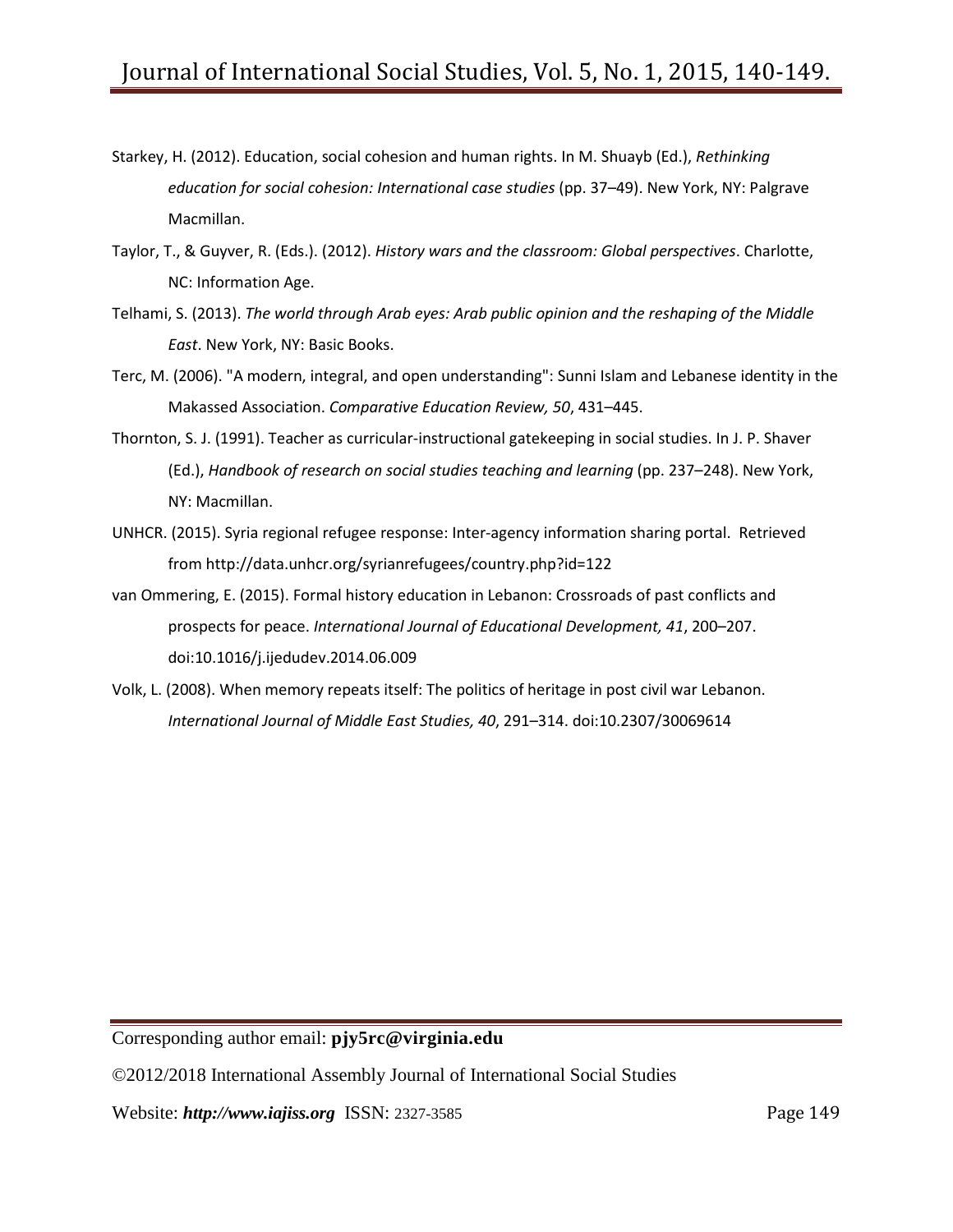Starkey, H. (2012). Education, social cohesion and human rights. In M. Shuayb (Ed.), *Rethinking education for social cohesion: International case studies* (pp. 37–49). New York, NY: Palgrave Macmillan.

Taylor, T., & Guyver, R. (Eds.). (2012). *History wars and the classroom: Global perspectives*. Charlotte, NC: Information Age.

Telhami, S. (2013). *The world through Arab eyes: Arab public opinion and the reshaping of the Middle East*. New York, NY: Basic Books.

Terc, M. (2006). "A modern, integral, and open understanding": Sunni Islam and Lebanese identity in the Makassed Association. *Comparative Education Review, 50*, 431–445.

Thornton, S. J. (1991). Teacher as curricular-instructional gatekeeping in social studies. In J. P. Shaver (Ed.), *Handbook of research on social studies teaching and learning* (pp. 237–248). New York, NY: Macmillan.

UNHCR. (2015). Syria regional refugee response: Inter-agency information sharing portal. Retrieved from http://data.unhcr.org/syrianrefugees/country.php?id=122

van Ommering, E. (2015). Formal history education in Lebanon: Crossroads of past conflicts and prospects for peace. *International Journal of Educational Development, 41*, 200–207. doi:10.1016/j.ijedudev.2014.06.009

Volk, L. (2008). When memory repeats itself: The politics of heritage in post civil war Lebanon. *International Journal of Middle East Studies, 40*, 291–314. doi:10.2307/30069614

Corresponding author email: **pjy5rc@virginia.edu**